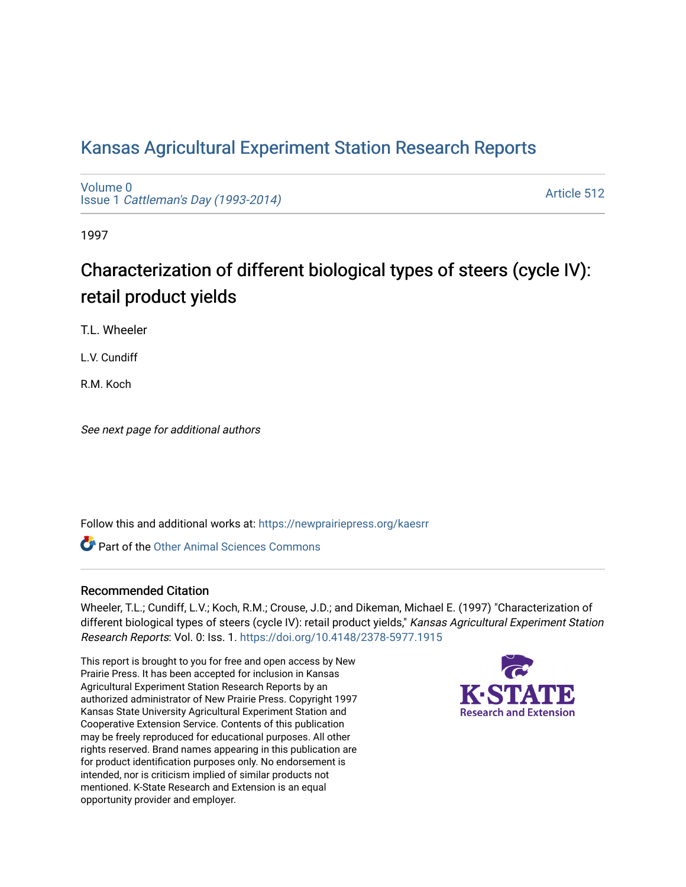# Kansas Agricultural Experiment Station Research Reports

Volume 0
Issue 1 *Cattleman's Day (1993-2014)*

Article 512

1997

## Characterization of different biological types of steers (cycle IV): retail product yields

T.L. Wheeler

L.V. Cundiff

R.M. Koch

*See next page for additional authors*

Follow this and additional works at: https://newprairiepress.org/kaesrr

Part of the Other Animal Sciences Commons

### Recommended Citation

Wheeler, T.L.; Cundiff, L.V.; Koch, R.M.; Crouse, J.D.; and Dikeman, Michael E. (1997) "Characterization of different biological types of steers (cycle IV): retail product yields," *Kansas Agricultural Experiment Station Research Reports*: Vol. 0: Iss. 1. https://doi.org/10.4148/2378-5977.1915

This report is brought to you for free and open access by New Prairie Press. It has been accepted for inclusion in Kansas Agricultural Experiment Station Research Reports by an authorized administrator of New Prairie Press. Copyright 1997 Kansas State University Agricultural Experiment Station and Cooperative Extension Service. Contents of this publication may be freely reproduced for educational purposes. All other rights reserved. Brand names appearing in this publication are for product identification purposes only. No endorsement is intended, nor is criticism implied of similar products not mentioned. K-State Research and Extension is an equal opportunity provider and employer.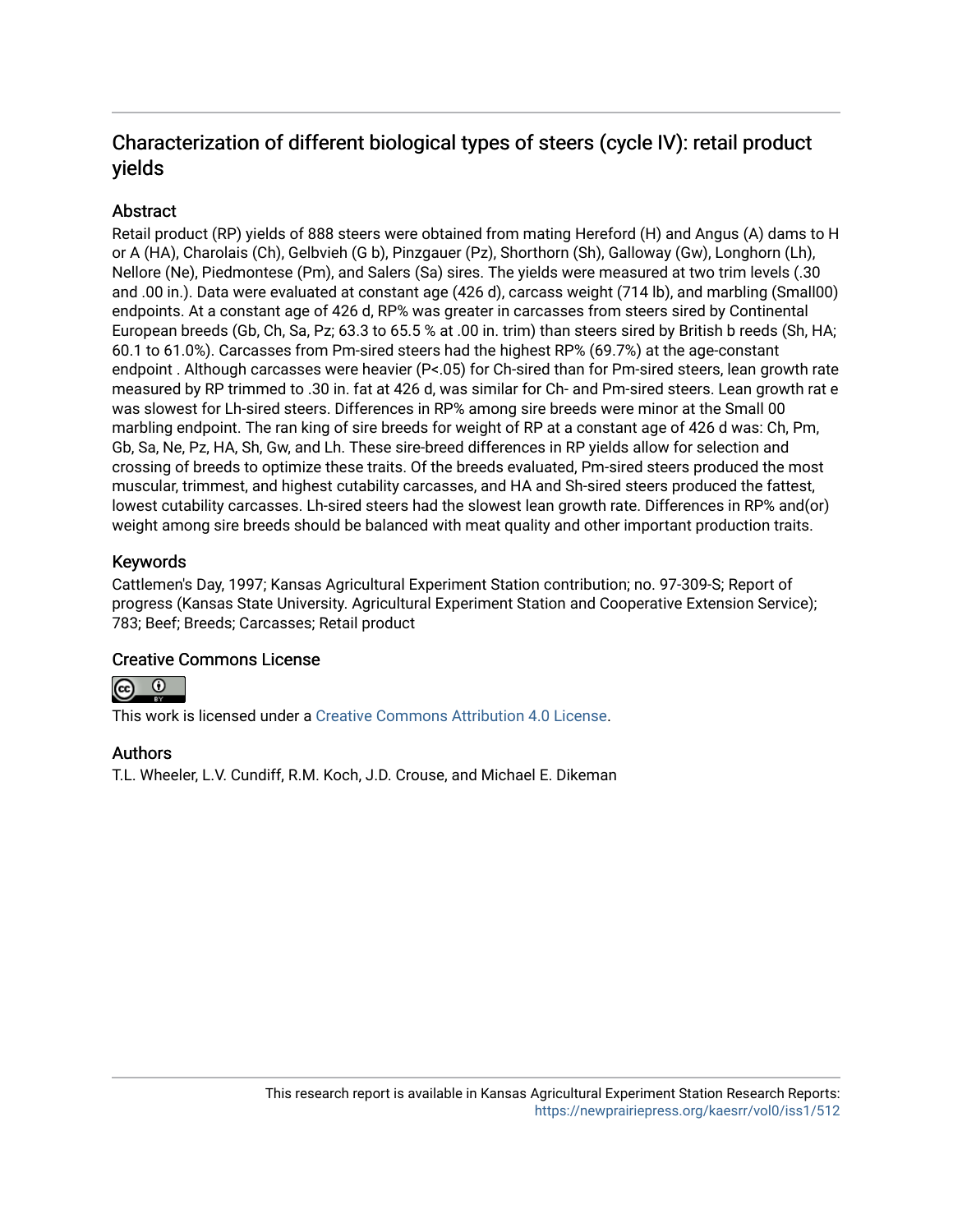# Characterization of different biological types of steers (cycle IV): retail product yields

## Abstract

Retail product (RP) yields of 888 steers were obtained from mating Hereford (H) and Angus (A) dams to H or A (HA), Charolais (Ch), Gelbvieh (G b), Pinzgauer (Pz), Shorthorn (Sh), Galloway (Gw), Longhorn (Lh), Nellore (Ne), Piedmontese (Pm), and Salers (Sa) sires. The yields were measured at two trim levels (.30 and .00 in.). Data were evaluated at constant age (426 d), carcass weight (714 lb), and marbling (Small00) endpoints. At a constant age of 426 d, RP% was greater in carcasses from steers sired by Continental European breeds (Gb, Ch, Sa, Pz; 63.3 to 65.5 % at .00 in. trim) than steers sired by British b reeds (Sh, HA; 60.1 to 61.0%). Carcasses from Pm-sired steers had the highest RP% (69.7%) at the age-constant endpoint . Although carcasses were heavier (P<.05) for Ch-sired than for Pm-sired steers, lean growth rate measured by RP trimmed to .30 in. fat at 426 d, was similar for Ch- and Pm-sired steers. Lean growth rat e was slowest for Lh-sired steers. Differences in RP% among sire breeds were minor at the Small 00 marbling endpoint. The ran king of sire breeds for weight of RP at a constant age of 426 d was: Ch, Pm, Gb, Sa, Ne, Pz, HA, Sh, Gw, and Lh. These sire-breed differences in RP yields allow for selection and crossing of breeds to optimize these traits. Of the breeds evaluated, Pm-sired steers produced the most muscular, trimmest, and highest cutability carcasses, and HA and Sh-sired steers produced the fattest, lowest cutability carcasses. Lh-sired steers had the slowest lean growth rate. Differences in RP% and(or) weight among sire breeds should be balanced with meat quality and other important production traits.

## Keywords

Cattlemen's Day, 1997; Kansas Agricultural Experiment Station contribution; no. 97-309-S; Report of progress (Kansas State University. Agricultural Experiment Station and Cooperative Extension Service); 783; Beef; Breeds; Carcasses; Retail product

## Creative Commons License

This work is licensed under a Creative Commons Attribution 4.0 License.

## Authors

T.L. Wheeler, L.V. Cundiff, R.M. Koch, J.D. Crouse, and Michael E. Dikeman

This research report is available in Kansas Agricultural Experiment Station Research Reports: https://newprairiepress.org/kaesrr/vol0/iss1/512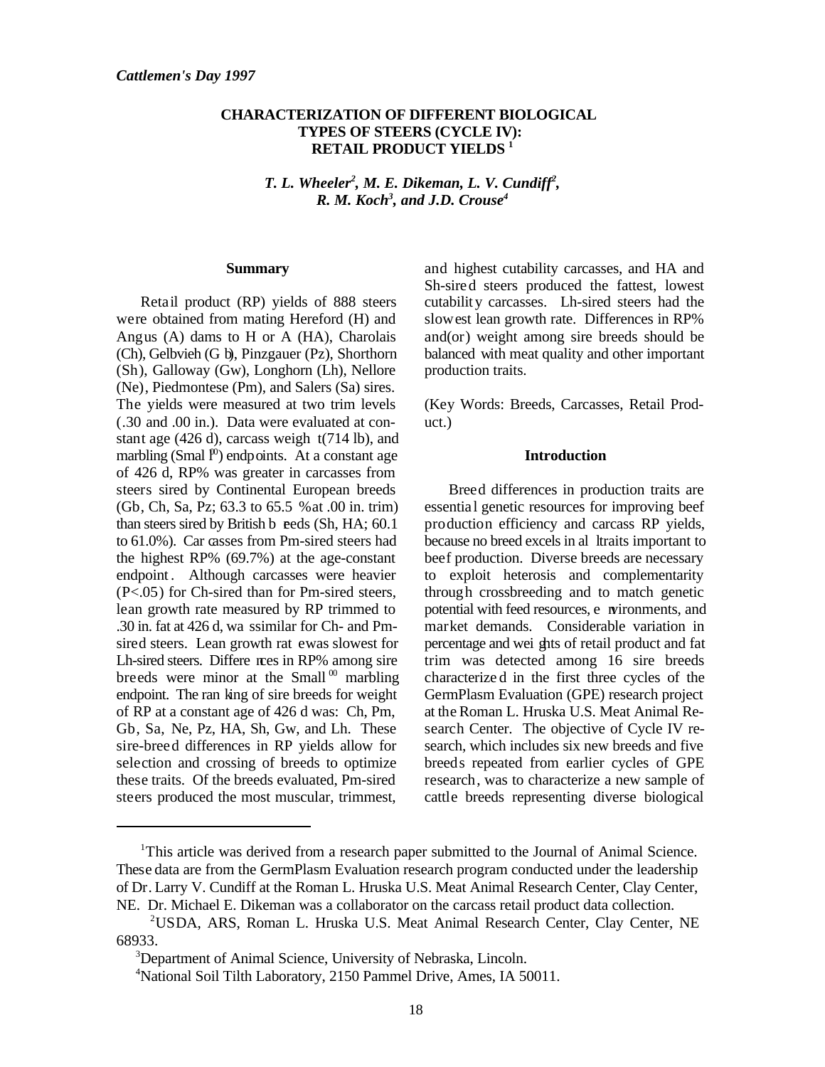# CHARACTERIZATION OF DIFFERENT BIOLOGICAL TYPES OF STEERS (CYCLE IV): RETAIL PRODUCT YIELDS [1]

*T. L. Wheeler[2], M. E. Dikeman, L. V. Cundiff[2], R. M. Koch[3], and J.D. Crouse[4]*

## Summary

Retail product (RP) yields of 888 steers were obtained from mating Hereford (H) and Angus (A) dams to H or A (HA), Charolais (Ch), Gelbvieh (Gb), Pinzgauer (Pz), Shorthorn (Sh), Galloway (Gw), Longhorn (Lh), Nellore (Ne), Piedmontese (Pm), and Salers (Sa) sires. The yields were measured at two trim levels (.30 and .00 in.). Data were evaluated at constant age (426 d), carcass weight (714 lb), and marbling (Small$^{00}$) endpoints. At a constant age of 426 d, RP% was greater in carcasses from steers sired by Continental European breeds (Gb, Ch, Sa, Pz; 63.3 to 65.5 % at .00 in. trim) than steers sired by British breeds (Sh, HA; 60.1 to 61.0%). Carcasses from Pm-sired steers had the highest RP% (69.7%) at the age-constant endpoint. Although carcasses were heavier ($P<.05$) for Ch-sired than for Pm-sired steers, lean growth rate measured by RP trimmed to .30 in. fat at 426 d, was similar for Ch- and Pm-sired steers. Lean growth rate was slowest for Lh-sired steers. Differences in RP% among sire breeds were minor at the Small$^{00}$ marbling endpoint. The ranking of sire breeds for weight of RP at a constant age of 426 d was: Ch, Pm, Gb, Sa, Ne, Pz, HA, Sh, Gw, and Lh. These sire-breed differences in RP yields allow for selection and crossing of breeds to optimize these traits. Of the breeds evaluated, Pm-sired steers produced the most muscular, trimmest, and highest cutability carcasses, and HA and Sh-sired steers produced the fattest, lowest cutability carcasses. Lh-sired steers had the slowest lean growth rate. Differences in RP% and(or) weight among sire breeds should be balanced with meat quality and other important production traits.

(Key Words: Breeds, Carcasses, Retail Product.)

## Introduction

Breed differences in production traits are essential genetic resources for improving beef production efficiency and carcass RP yields, because no breed excels in all traits important to beef production. Diverse breeds are necessary to exploit heterosis and complementarity through crossbreeding and to match genetic potential with feed resources, environments, and market demands. Considerable variation in percentage and weights of retail product and fat trim was detected among 16 sire breeds characterized in the first three cycles of the GermPlasm Evaluation (GPE) research project at the Roman L. Hruska U.S. Meat Animal Research Center. The objective of Cycle IV research, which includes six new breeds and five breeds repeated from earlier cycles of GPE research, was to characterize a new sample of cattle breeds representing diverse biological

---

[1] This article was derived from a research paper submitted to the Journal of Animal Science. These data are from the GermPlasm Evaluation research program conducted under the leadership of Dr. Larry V. Cundiff at the Roman L. Hruska U.S. Meat Animal Research Center, Clay Center, NE. Dr. Michael E. Dikeman was a collaborator on the carcass retail product data collection.

[2] USDA, ARS, Roman L. Hruska U.S. Meat Animal Research Center, Clay Center, NE 68933.

[3] Department of Animal Science, University of Nebraska, Lincoln.

[4] National Soil Tilth Laboratory, 2150 Pammel Drive, Ames, IA 50011.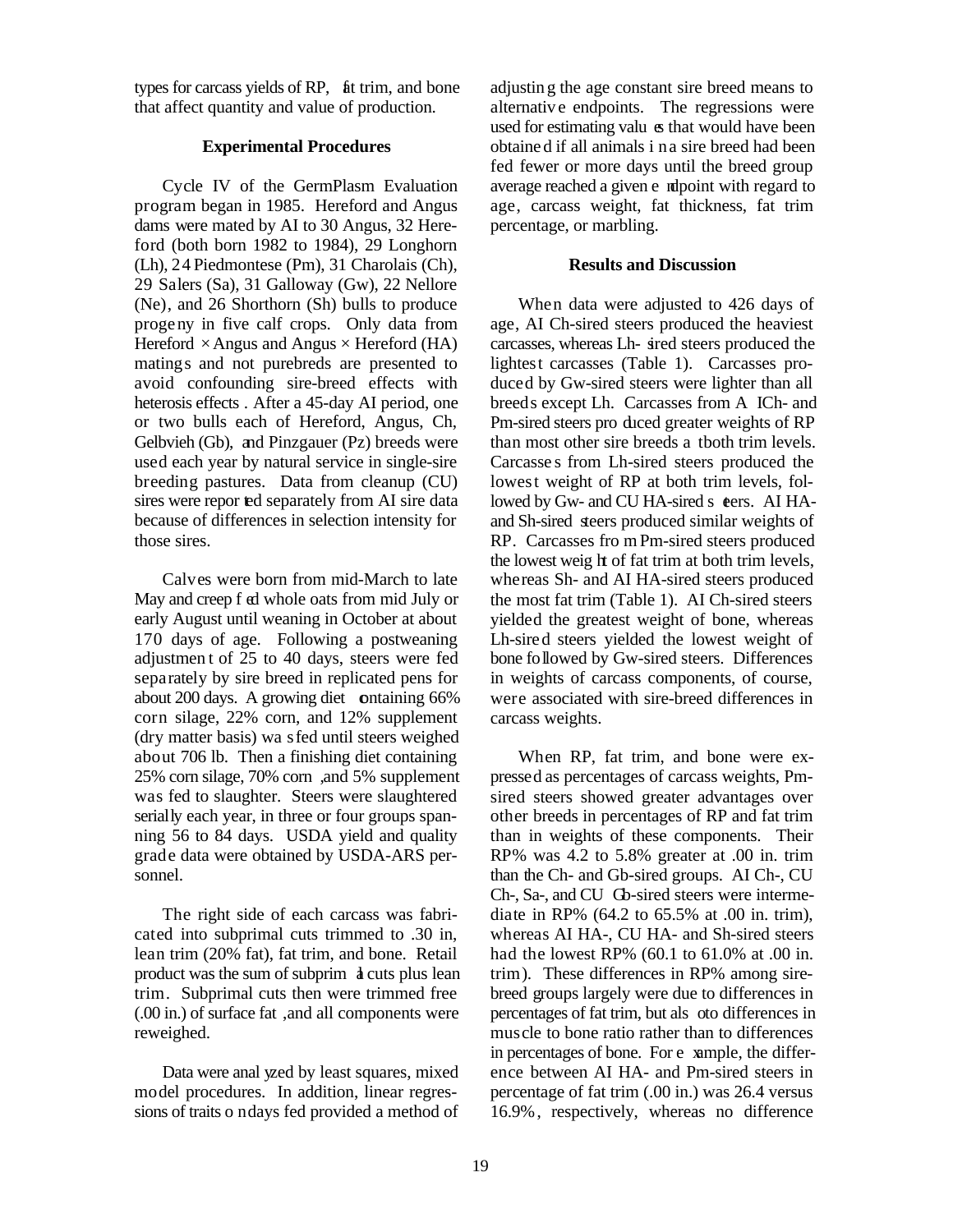types for carcass yields of RP, fat trim, and bone that affect quantity and value of production.

## Experimental Procedures

Cycle IV of the GermPlasm Evaluation program began in 1985. Hereford and Angus dams were mated by AI to 30 Angus, 32 Hereford (both born 1982 to 1984), 29 Longhorn (Lh), 24 Piedmontese (Pm), 31 Charolais (Ch), 29 Salers (Sa), 31 Galloway (Gw), 22 Nellore (Ne), and 26 Shorthorn (Sh) bulls to produce progeny in five calf crops. Only data from Hereford × Angus and Angus × Hereford (HA) matings and not purebreds are presented to avoid confounding sire-breed effects with heterosis effects. After a 45-day AI period, one or two bulls each of Hereford, Angus, Ch, Gelbvieh (Gb), and Pinzgauer (Pz) breeds were used each year by natural service in single-sire breeding pastures. Data from cleanup (CU) sires were reported separately from AI sire data because of differences in selection intensity for those sires.

Calves were born from mid-March to late May and creep fed whole oats from mid July or early August until weaning in October at about 170 days of age. Following a postweaning adjustment of 25 to 40 days, steers were fed separately by sire breed in replicated pens for about 200 days. A growing diet containing 66% corn silage, 22% corn, and 12% supplement (dry matter basis) was fed until steers weighed about 706 lb. Then a finishing diet containing 25% corn silage, 70% corn, and 5% supplement was fed to slaughter. Steers were slaughtered serially each year, in three or four groups spanning 56 to 84 days. USDA yield and quality grade data were obtained by USDA-ARS personnel.

The right side of each carcass was fabricated into subprimal cuts trimmed to .30 in, lean trim (20% fat), fat trim, and bone. Retail product was the sum of subprimal cuts plus lean trim. Subprimal cuts then were trimmed free (.00 in.) of surface fat, and all components were reweighed.

Data were analyzed by least squares, mixed model procedures. In addition, linear regressions of traits on days fed provided a method of adjusting the age constant sire breed means to alternative endpoints. The regressions were used for estimating values that would have been obtained if all animals in a sire breed had been fed fewer or more days until the breed group average reached a given endpoint with regard to age, carcass weight, fat thickness, fat trim percentage, or marbling.

## Results and Discussion

When data were adjusted to 426 days of age, AI Ch-sired steers produced the heaviest carcasses, whereas Lh-sired steers produced the lightest carcasses (Table 1). Carcasses produced by Gw-sired steers were lighter than all breeds except Lh. Carcasses from AI Ch- and Pm-sired steers produced greater weights of RP than most other sire breeds at both trim levels. Carcasses from Lh-sired steers produced the lowest weight of RP at both trim levels, followed by Gw- and CU HA-sired steers. AI HA- and Sh-sired steers produced similar weights of RP. Carcasses from Pm-sired steers produced the lowest weight of fat trim at both trim levels, whereas Sh- and AI HA-sired steers produced the most fat trim (Table 1). AI Ch-sired steers yielded the greatest weight of bone, whereas Lh-sired steers yielded the lowest weight of bone followed by Gw-sired steers. Differences in weights of carcass components, of course, were associated with sire-breed differences in carcass weights.

When RP, fat trim, and bone were expressed as percentages of carcass weights, Pm-sired steers showed greater advantages over other breeds in percentages of RP and fat trim than in weights of these components. Their RP% was 4.2 to 5.8% greater at .00 in. trim than the Ch- and Gb-sired groups. AI Ch-, CU Ch-, Sa-, and CU Gb-sired steers were intermediate in RP% (64.2 to 65.5% at .00 in. trim), whereas AI HA-, CU HA- and Sh-sired steers had the lowest RP% (60.1 to 61.0% at .00 in. trim). These differences in RP% among sire-breed groups largely were due to differences in percentages of fat trim, but also to differences in muscle to bone ratio rather than to differences in percentages of bone. For example, the difference between AI HA- and Pm-sired steers in percentage of fat trim (.00 in.) was 26.4 versus 16.9%, respectively, whereas no difference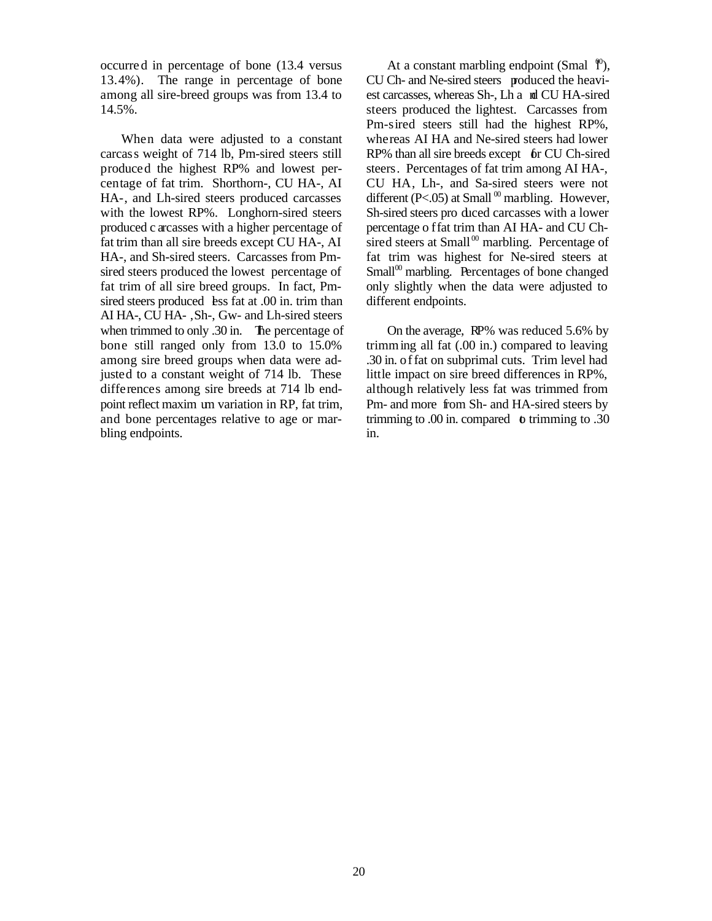occurred in percentage of bone (13.4 versus 13.4%). The range in percentage of bone among all sire-breed groups was from 13.4 to 14.5%.

When data were adjusted to a constant carcass weight of 714 lb, Pm-sired steers still produced the highest RP% and lowest percentage of fat trim. Shorthorn-, CU HA-, AI HA-, and Lh-sired steers produced carcasses with the lowest RP%. Longhorn-sired steers produced carcasses with a higher percentage of fat trim than all sire breeds except CU HA-, AI HA-, and Sh-sired steers. Carcasses from Pm-sired steers produced the lowest percentage of fat trim of all sire breed groups. In fact, Pm-sired steers produced less fat at .00 in. trim than AI HA-, CU HA-, Sh-, Gw- and Lh-sired steers when trimmed to only .30 in. The percentage of bone still ranged only from 13.0 to 15.0% among sire breed groups when data were adjusted to a constant weight of 714 lb. These differences among sire breeds at 714 lb endpoint reflect maximum variation in RP, fat trim, and bone percentages relative to age or marbling endpoints.

At a constant marbling endpoint (Small$^{00}$), CU Ch- and Ne-sired steers produced the heaviest carcasses, whereas Sh-, Lh and CU HA-sired steers produced the lightest. Carcasses from Pm-sired steers still had the highest RP%, whereas AI HA and Ne-sired steers had lower RP% than all sire breeds except for CU Ch-sired steers. Percentages of fat trim among AI HA-, CU HA, Lh-, and Sa-sired steers were not different ($P<.05$) at Small$^{00}$ marbling. However, Sh-sired steers produced carcasses with a lower percentage of fat trim than AI HA- and CU Ch-sired steers at Small$^{00}$ marbling. Percentage of fat trim was highest for Ne-sired steers at Small$^{00}$ marbling. Percentages of bone changed only slightly when the data were adjusted to different endpoints.

On the average, RP% was reduced 5.6% by trimming all fat (.00 in.) compared to leaving .30 in. of fat on subprimal cuts. Trim level had little impact on sire breed differences in RP%, although relatively less fat was trimmed from Pm- and more from Sh- and HA-sired steers by trimming to .00 in. compared to trimming to .30 in.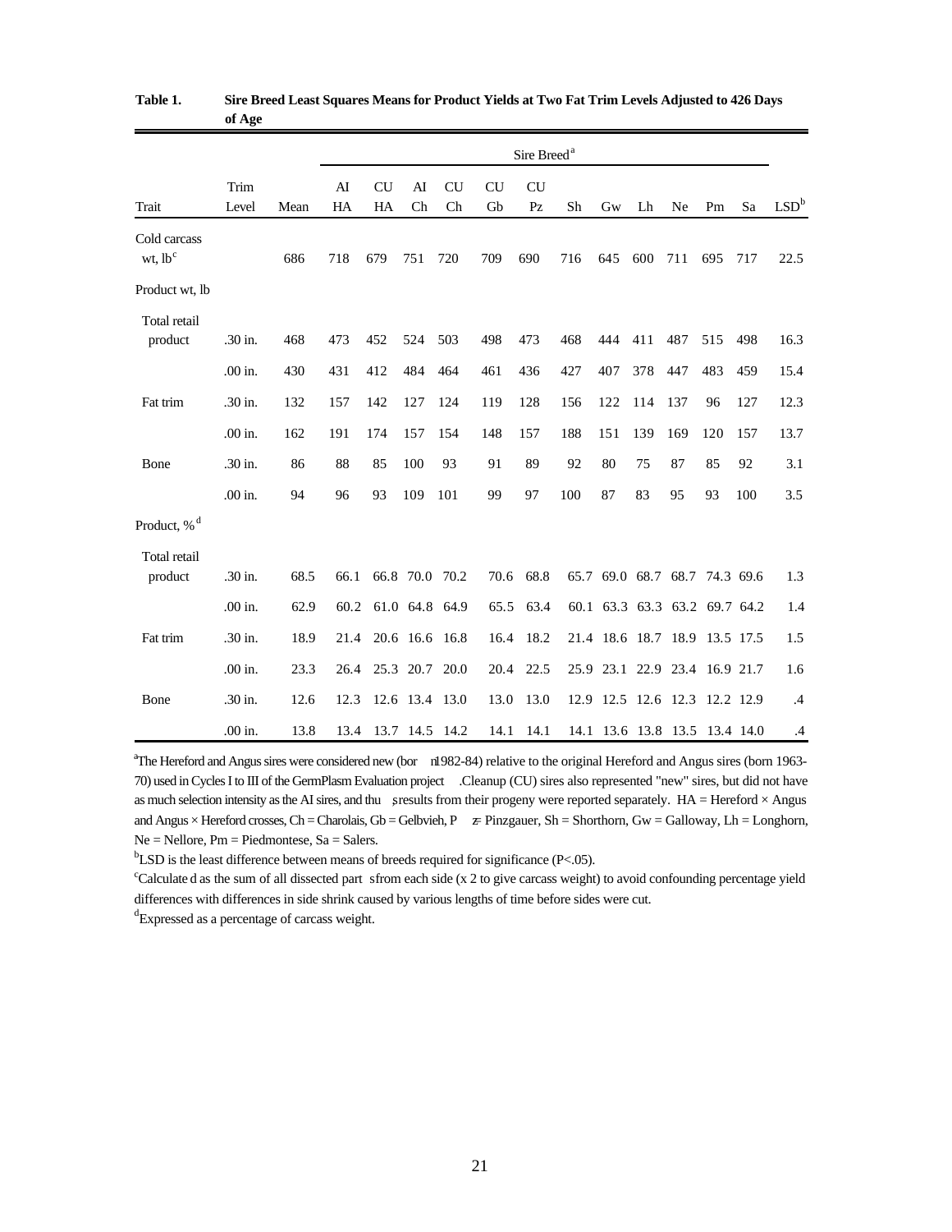**Table 1. Sire Breed Least Squares Means for Product Yields at Two Fat Trim Levels Adjusted to 426 Days of Age**

| | | | Sire Breed[a] | | | | | | | | | | | | | |
|---|---|---|---|---|---|---|---|---|---|---|---|---|---|---|---|---|
| Trait | Trim Level | Mean | AI HA | CU HA | AI Ch | CU Ch | CU Gb | CU Pz | Sh | Gw | Lh | Ne | Pm | Sa | LSD[b] |
| Cold carcass wt, lb[c] | | 686 | 718 | 679 | 751 | 720 | 709 | 690 | 716 | 645 | 600 | 711 | 695 | 717 | 22.5 |
| Product wt, lb | | | | | | | | | | | | | | | |
| Total retail product | .30 in. | 468 | 473 | 452 | 524 | 503 | 498 | 473 | 468 | 444 | 411 | 487 | 515 | 498 | 16.3 |
| | .00 in. | 430 | 431 | 412 | 484 | 464 | 461 | 436 | 427 | 407 | 378 | 447 | 483 | 459 | 15.4 |
| Fat trim | .30 in. | 132 | 157 | 142 | 127 | 124 | 119 | 128 | 156 | 122 | 114 | 137 | 96 | 127 | 12.3 |
| | .00 in. | 162 | 191 | 174 | 157 | 154 | 148 | 157 | 188 | 151 | 139 | 169 | 120 | 157 | 13.7 |
| Bone | .30 in. | 86 | 88 | 85 | 100 | 93 | 91 | 89 | 92 | 80 | 75 | 87 | 85 | 92 | 3.1 |
| | .00 in. | 94 | 96 | 93 | 109 | 101 | 99 | 97 | 100 | 87 | 83 | 95 | 93 | 100 | 3.5 |
| Product, %[d] | | | | | | | | | | | | | | | |
| Total retail product | .30 in. | 68.5 | 66.1 | 66.8 | 70.0 | 70.2 | 70.6 | 68.8 | 65.7 | 69.0 | 68.7 | 68.7 | 74.3 | 69.6 | 1.3 |
| | .00 in. | 62.9 | 60.2 | 61.0 | 64.8 | 64.9 | 65.5 | 63.4 | 60.1 | 63.3 | 63.3 | 63.2 | 69.7 | 64.2 | 1.4 |
| Fat trim | .30 in. | 18.9 | 21.4 | 20.6 | 16.6 | 16.8 | 16.4 | 18.2 | 21.4 | 18.6 | 18.7 | 18.9 | 13.5 | 17.5 | 1.5 |
| | .00 in. | 23.3 | 26.4 | 25.3 | 20.7 | 20.0 | 20.4 | 22.5 | 25.9 | 23.1 | 22.9 | 23.4 | 16.9 | 21.7 | 1.6 |
| Bone | .30 in. | 12.6 | 12.3 | 12.6 | 13.4 | 13.0 | 13.0 | 13.0 | 12.9 | 12.5 | 12.6 | 12.3 | 12.2 | 12.9 | .4 |
| | .00 in. | 13.8 | 13.4 | 13.7 | 14.5 | 14.2 | 14.1 | 14.1 | 14.1 | 13.6 | 13.8 | 13.5 | 13.4 | 14.0 | .4 |

[a]The Hereford and Angus sires were considered new (born 1982-84) relative to the original Hereford and Angus sires (born 1963-70) used in Cycles I to III of the GermPlasm Evaluation project. Cleanup (CU) sires also represented "new" sires, but did not have as much selection intensity as the AI sires, and thus results from their progeny were reported separately. HA = Hereford × Angus and Angus × Hereford crosses, Ch = Charolais, Gb = Gelbvieh, Pz = Pinzgauer, Sh = Shorthorn, Gw = Galloway, Lh = Longhorn, Ne = Nellore, Pm = Piedmontese, Sa = Salers.

[b]LSD is the least difference between means of breeds required for significance (P<.05).

[c]Calculated as the sum of all dissected parts from each side (x 2 to give carcass weight) to avoid confounding percentage yield differences with differences in side shrink caused by various lengths of time before sides were cut.

[d]Expressed as a percentage of carcass weight.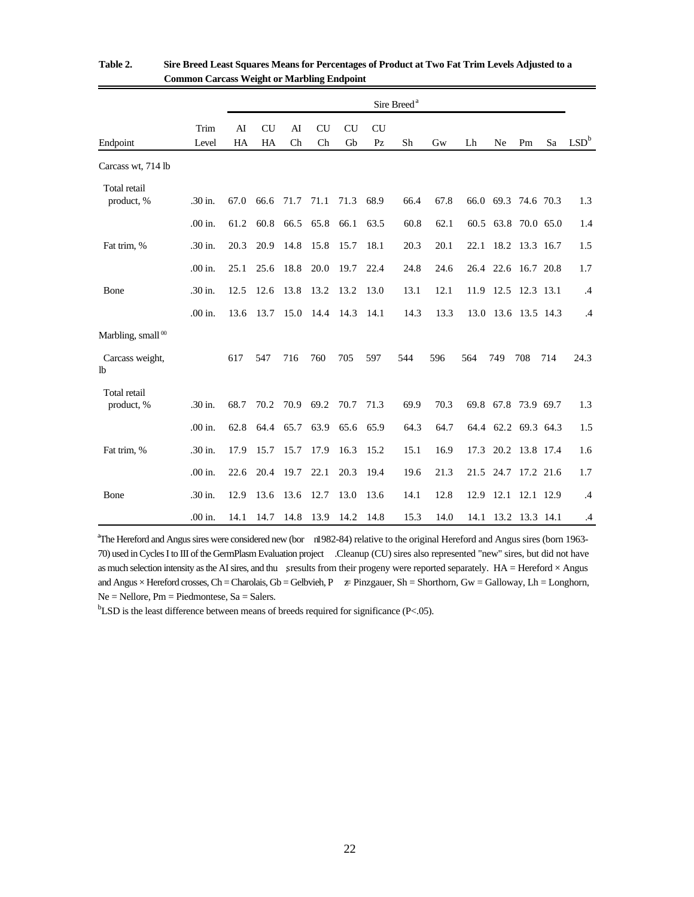**Table 2. Sire Breed Least Squares Means for Percentages of Product at Two Fat Trim Levels Adjusted to a Common Carcass Weight or Marbling Endpoint**

| | | Sire Breed[a] | | | | | | | | | | | | | |
|---|---|---|---|---|---|---|---|---|---|---|---|---|---|---|---|
| Endpoint | Trim Level | AI HA | CU HA | AI Ch | CU Ch | CU Gb | CU Pz | Sh | Gw | Lh | Ne | Pm | Sa | LSD[b] |
| Carcass wt, 714 lb | | | | | | | | | | | | | | |
| Total retail product, % | .30 in. | 67.0 | 66.6 | 71.7 | 71.1 | 71.3 | 68.9 | 66.4 | 67.8 | 66.0 | 69.3 | 74.6 | 70.3 | 1.3 |
| | .00 in. | 61.2 | 60.8 | 66.5 | 65.8 | 66.1 | 63.5 | 60.8 | 62.1 | 60.5 | 63.8 | 70.0 | 65.0 | 1.4 |
| Fat trim, % | .30 in. | 20.3 | 20.9 | 14.8 | 15.8 | 15.7 | 18.1 | 20.3 | 20.1 | 22.1 | 18.2 | 13.3 | 16.7 | 1.5 |
| | .00 in. | 25.1 | 25.6 | 18.8 | 20.0 | 19.7 | 22.4 | 24.8 | 24.6 | 26.4 | 22.6 | 16.7 | 20.8 | 1.7 |
| Bone | .30 in. | 12.5 | 12.6 | 13.8 | 13.2 | 13.2 | 13.0 | 13.1 | 12.1 | 11.9 | 12.5 | 12.3 | 13.1 | .4 |
| | .00 in. | 13.6 | 13.7 | 15.0 | 14.4 | 14.3 | 14.1 | 14.3 | 13.3 | 13.0 | 13.6 | 13.5 | 14.3 | .4 |
| Marbling, small[00] | | | | | | | | | | | | | | |
| Carcass weight, lb | | 617 | 547 | 716 | 760 | 705 | 597 | 544 | 596 | 564 | 749 | 708 | 714 | 24.3 |
| Total retail product, % | .30 in. | 68.7 | 70.2 | 70.9 | 69.2 | 70.7 | 71.3 | 69.9 | 70.3 | 69.8 | 67.8 | 73.9 | 69.7 | 1.3 |
| | .00 in. | 62.8 | 64.4 | 65.7 | 63.9 | 65.6 | 65.9 | 64.3 | 64.7 | 64.4 | 62.2 | 69.3 | 64.3 | 1.5 |
| Fat trim, % | .30 in. | 17.9 | 15.7 | 15.7 | 17.9 | 16.3 | 15.2 | 15.1 | 16.9 | 17.3 | 20.2 | 13.8 | 17.4 | 1.6 |
| | .00 in. | 22.6 | 20.4 | 19.7 | 22.1 | 20.3 | 19.4 | 19.6 | 21.3 | 21.5 | 24.7 | 17.2 | 21.6 | 1.7 |
| Bone | .30 in. | 12.9 | 13.6 | 13.6 | 12.7 | 13.0 | 13.6 | 14.1 | 12.8 | 12.9 | 12.1 | 12.1 | 12.9 | .4 |
| | .00 in. | 14.1 | 14.7 | 14.8 | 13.9 | 14.2 | 14.8 | 15.3 | 14.0 | 14.1 | 13.2 | 13.3 | 14.1 | .4 |

[a]The Hereford and Angus sires were considered new (born 1982-84) relative to the original Hereford and Angus sires (born 1963-70) used in Cycles I to III of the GermPlasm Evaluation project. Cleanup (CU) sires also represented "new" sires, but did not have as much selection intensity as the AI sires, and thus results from their progeny were reported separately. HA = Hereford × Angus and Angus × Hereford crosses, Ch = Charolais, Gb = Gelbvieh, Pz = Pinzgauer, Sh = Shorthorn, Gw = Galloway, Lh = Longhorn, Ne = Nellore, Pm = Piedmontese, Sa = Salers.

[b]LSD is the least difference between means of breeds required for significance (P<.05).